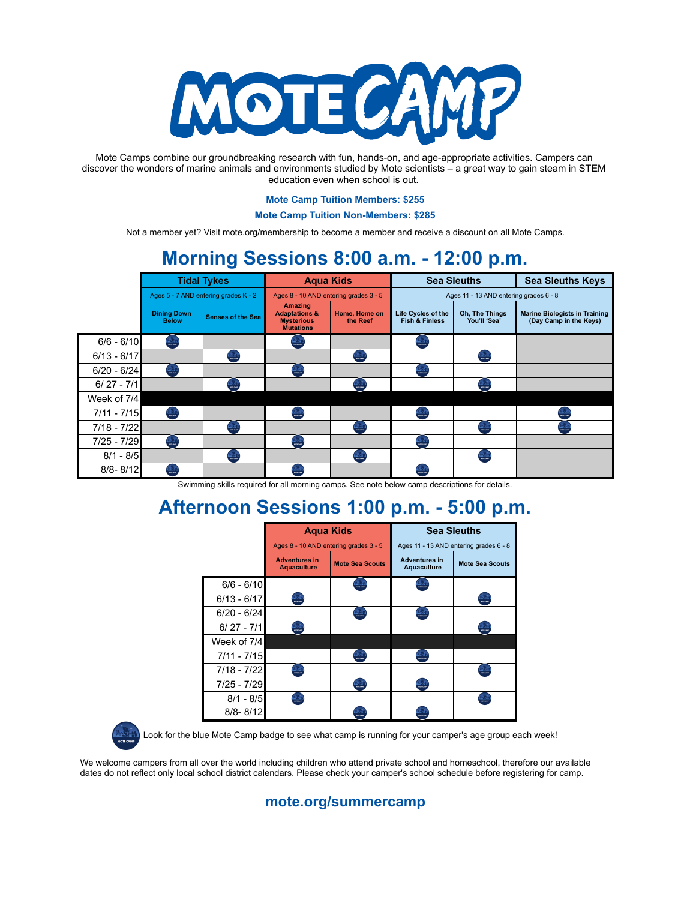# MOTE CAMP

Mote Camps combine our groundbreaking research with fun, hands-on, and age-appropriate activities. Campers can discover the wonders of marine animals and environments studied by Mote scientists – a great way to gain steam in STEM education even when school is out.

**Mote Camp Tuition Members: $255**

**Mote Camp Tuition Non-Members: $285**

Not a member yet? Visit mote.org/membership to become a member and receive a discount on all Mote Camps.

## Morning Sessions 8:00 a.m. - 12:00 p.m.

| | Tidal Tykes | | Aqua Kids | | Sea Sleuths | | Sea Sleuths Keys |
|---|---|---|---|---|---|---|---|
| | Ages 5 - 7 AND entering grades K - 2 | | Ages 8 - 10 AND entering grades 3 - 5 | | Ages 11 - 13 AND entering grades 6 - 8 | | |
| | Dining Down Below | Senses of the Sea | Amazing Adaptations & Mysterious Mutations | Home, Home on the Reef | Life Cycles of the Fish & Finless | Oh, The Things You'll 'Sea' | Marine Biologists in Training (Day Camp in the Keys) |
| 6/6 - 6/10 | ● | | ● | | ● | | |
| 6/13 - 6/17 | | ● | | ● | | ● | |
| 6/20 - 6/24 | ● | | ● | | ● | | |
| 6/ 27 - 7/1 | | ● | | ● | | ● | |
| Week of 7/4 | | | | | | | |
| 7/11 - 7/15 | ● | | ● | | ● | | ● |
| 7/18 - 7/22 | | ● | | ● | | ● | ● |
| 7/25 - 7/29 | ● | | ● | | ● | | |
| 8/1 - 8/5 | | ● | | ● | | ● | |
| 8/8- 8/12 | ● | | ● | | ● | | |

Swimming skills required for all morning camps. See note below camp descriptions for details.

## Afternoon Sessions 1:00 p.m. - 5:00 p.m.

| | Aqua Kids | | Sea Sleuths | |
|---|---|---|---|---|
| | Ages 8 - 10 AND entering grades 3 - 5 | | Ages 11 - 13 AND entering grades 6 - 8 | |
| | Adventures in Aquaculture | Mote Sea Scouts | Adventures in Aquaculture | Mote Sea Scouts |
| 6/6 - 6/10 | | ● | ● | |
| 6/13 - 6/17 | ● | | | ● |
| 6/20 - 6/24 | | ● | ● | |
| 6/ 27 - 7/1 | ● | | | ● |
| Week of 7/4 | | | | |
| 7/11 - 7/15 | | ● | ● | |
| 7/18 - 7/22 | ● | | | ● |
| 7/25 - 7/29 | | ● | ● | |
| 8/1 - 8/5 | ● | | | ● |
| 8/8- 8/12 | | ● | ● | |

Look for the blue Mote Camp badge to see what camp is running for your camper's age group each week!

We welcome campers from all over the world including children who attend private school and homeschool, therefore our available dates do not reflect only local school district calendars. Please check your camper's school schedule before registering for camp.

**mote.org/summercamp**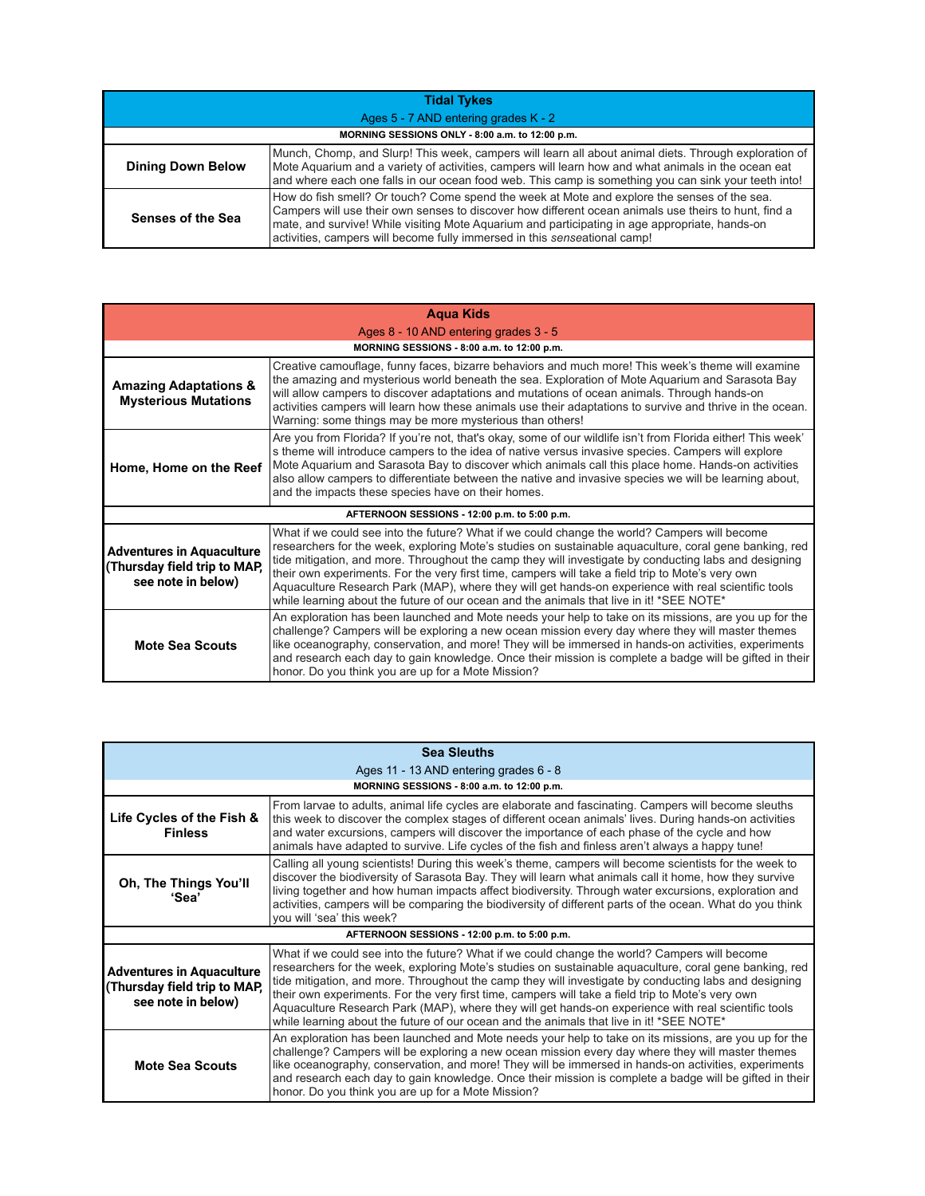| Tidal Tykes | |
|---|---|
| Ages 5 - 7 AND entering grades K - 2 | |
| **MORNING SESSIONS ONLY - 8:00 a.m. to 12:00 p.m.** | |
| **Dining Down Below** | Munch, Chomp, and Slurp! This week, campers will learn all about animal diets. Through exploration of Mote Aquarium and a variety of activities, campers will learn how and what animals in the ocean eat and where each one falls in our ocean food web. This camp is something you can sink your teeth into! |
| **Senses of the Sea** | How do fish smell? Or touch? Come spend the week at Mote and explore the senses of the sea. Campers will use their own senses to discover how different ocean animals use theirs to hunt, find a mate, and survive! While visiting Mote Aquarium and participating in age appropriate, hands-on activities, campers will become fully immersed in this *sense*ational camp! |

| Aqua Kids | |
|---|---|
| Ages 8 - 10 AND entering grades 3 - 5 | |
| **MORNING SESSIONS - 8:00 a.m. to 12:00 p.m.** | |
| **Amazing Adaptations & Mysterious Mutations** | Creative camouflage, funny faces, bizarre behaviors and much more! This week's theme will examine the amazing and mysterious world beneath the sea. Exploration of Mote Aquarium and Sarasota Bay will allow campers to discover adaptations and mutations of ocean animals. Through hands-on activities campers will learn how these animals use their adaptations to survive and thrive in the ocean. Warning: some things may be more mysterious than others! |
| **Home, Home on the Reef** | Are you from Florida? If you're not, that's okay, some of our wildlife isn't from Florida either! This week' s theme will introduce campers to the idea of native versus invasive species. Campers will explore Mote Aquarium and Sarasota Bay to discover which animals call this place home. Hands-on activities also allow campers to differentiate between the native and invasive species we will be learning about, and the impacts these species have on their homes. |
| **AFTERNOON SESSIONS - 12:00 p.m. to 5:00 p.m.** | |
| **Adventures in Aquaculture (Thursday field trip to MAP, see note in below)** | What if we could see into the future? What if we could change the world? Campers will become researchers for the week, exploring Mote's studies on sustainable aquaculture, coral gene banking, red tide mitigation, and more. Throughout the camp they will investigate by conducting labs and designing their own experiments. For the very first time, campers will take a field trip to Mote's very own Aquaculture Research Park (MAP), where they will get hands-on experience with real scientific tools while learning about the future of our ocean and the animals that live in it! *SEE NOTE* |
| **Mote Sea Scouts** | An exploration has been launched and Mote needs your help to take on its missions, are you up for the challenge? Campers will be exploring a new ocean mission every day where they will master themes like oceanography, conservation, and more! They will be immersed in hands-on activities, experiments and research each day to gain knowledge. Once their mission is complete a badge will be gifted in their honor. Do you think you are up for a Mote Mission? |

| Sea Sleuths | |
|---|---|
| Ages 11 - 13 AND entering grades 6 - 8 | |
| **MORNING SESSIONS - 8:00 a.m. to 12:00 p.m.** | |
| **Life Cycles of the Fish & Finless** | From larvae to adults, animal life cycles are elaborate and fascinating. Campers will become sleuths this week to discover the complex stages of different ocean animals' lives. During hands-on activities and water excursions, campers will discover the importance of each phase of the cycle and how animals have adapted to survive. Life cycles of the fish and finless aren't always a happy tune! |
| **Oh, The Things You'll 'Sea'** | Calling all young scientists! During this week's theme, campers will become scientists for the week to discover the biodiversity of Sarasota Bay. They will learn what animals call it home, how they survive living together and how human impacts affect biodiversity. Through water excursions, exploration and activities, campers will be comparing the biodiversity of different parts of the ocean. What do you think you will 'sea' this week? |
| **AFTERNOON SESSIONS - 12:00 p.m. to 5:00 p.m.** | |
| **Adventures in Aquaculture (Thursday field trip to MAP, see note in below)** | What if we could see into the future? What if we could change the world? Campers will become researchers for the week, exploring Mote's studies on sustainable aquaculture, coral gene banking, red tide mitigation, and more. Throughout the camp they will investigate by conducting labs and designing their own experiments. For the very first time, campers will take a field trip to Mote's very own Aquaculture Research Park (MAP), where they will get hands-on experience with real scientific tools while learning about the future of our ocean and the animals that live in it! *SEE NOTE* |
| **Mote Sea Scouts** | An exploration has been launched and Mote needs your help to take on its missions, are you up for the challenge? Campers will be exploring a new ocean mission every day where they will master themes like oceanography, conservation, and more! They will be immersed in hands-on activities, experiments and research each day to gain knowledge. Once their mission is complete a badge will be gifted in their honor. Do you think you are up for a Mote Mission? |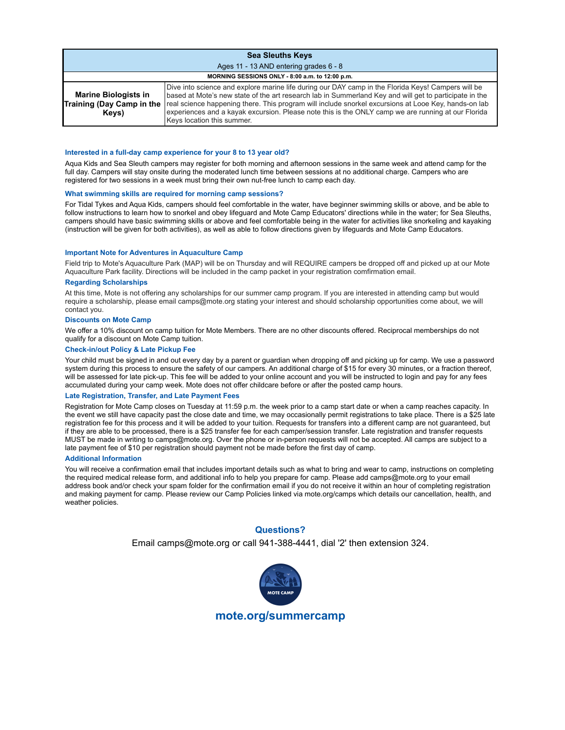| Sea Sleuths Keys<br>Ages 11 - 13 AND entering grades 6 - 8 | |
|---|---|
| **MORNING SESSIONS ONLY - 8:00 a.m. to 12:00 p.m.** | |
| **Marine Biologists in Training (Day Camp in the Keys)** | Dive into science and explore marine life during our DAY camp in the Florida Keys! Campers will be based at Mote's new state of the art research lab in Summerland Key and will get to participate in the real science happening there. This program will include snorkel excursions at Looe Key, hands-on lab experiences and a kayak excursion. Please note this is the ONLY camp we are running at our Florida Keys location this summer. |

### Interested in a full-day camp experience for your 8 to 13 year old?

Aqua Kids and Sea Sleuth campers may register for both morning and afternoon sessions in the same week and attend camp for the full day. Campers will stay onsite during the moderated lunch time between sessions at no additional charge. Campers who are registered for two sessions in a week must bring their own nut-free lunch to camp each day.

### What swimming skills are required for morning camp sessions?

For Tidal Tykes and Aqua Kids, campers should feel comfortable in the water, have beginner swimming skills or above, and be able to follow instructions to learn how to snorkel and obey lifeguard and Mote Camp Educators' directions while in the water; for Sea Sleuths, campers should have basic swimming skills or above and feel comfortable being in the water for activities like snorkeling and kayaking (instruction will be given for both activities), as well as able to follow directions given by lifeguards and Mote Camp Educators.

### Important Note for Adventures in Aquaculture Camp

Field trip to Mote's Aquaculture Park (MAP) will be on Thursday and will REQUIRE campers be dropped off and picked up at our Mote Aquaculture Park facility. Directions will be included in the camp packet in your registration comfirmation email.

### Regarding Scholarships

At this time, Mote is not offering any scholarships for our summer camp program. If you are interested in attending camp but would require a scholarship, please email camps@mote.org stating your interest and should scholarship opportunities come about, we will contact you.

### Discounts on Mote Camp

We offer a 10% discount on camp tuition for Mote Members. There are no other discounts offered. Reciprocal memberships do not qualify for a discount on Mote Camp tuition.

### Check-in/out Policy & Late Pickup Fee

Your child must be signed in and out every day by a parent or guardian when dropping off and picking up for camp. We use a password system during this process to ensure the safety of our campers. An additional charge of $15 for every 30 minutes, or a fraction thereof, will be assessed for late pick-up. This fee will be added to your online account and you will be instructed to login and pay for any fees accumulated during your camp week. Mote does not offer childcare before or after the posted camp hours.

### Late Registration, Transfer, and Late Payment Fees

Registration for Mote Camp closes on Tuesday at 11:59 p.m. the week prior to a camp start date or when a camp reaches capacity. In the event we still have capacity past the close date and time, we may occasionally permit registrations to take place. There is a $25 late registration fee for this process and it will be added to your tuition. Requests for transfers into a different camp are not guaranteed, but if they are able to be processed, there is a $25 transfer fee for each camper/session transfer. Late registration and transfer requests MUST be made in writing to camps@mote.org. Over the phone or in-person requests will not be accepted. All camps are subject to a late payment fee of $10 per registration should payment not be made before the first day of camp.

### Additional Information

You will receive a confirmation email that includes important details such as what to bring and wear to camp, instructions on completing the required medical release form, and additional info to help you prepare for camp. Please add camps@mote.org to your email address book and/or check your spam folder for the confirmation email if you do not receive it within an hour of completing registration and making payment for camp. Please review our Camp Policies linked via mote.org/camps which details our cancellation, health, and weather policies.

## Questions?

Email camps@mote.org or call 941-388-4441, dial '2' then extension 324.

MOTE CAMP

**mote.org/summercamp**